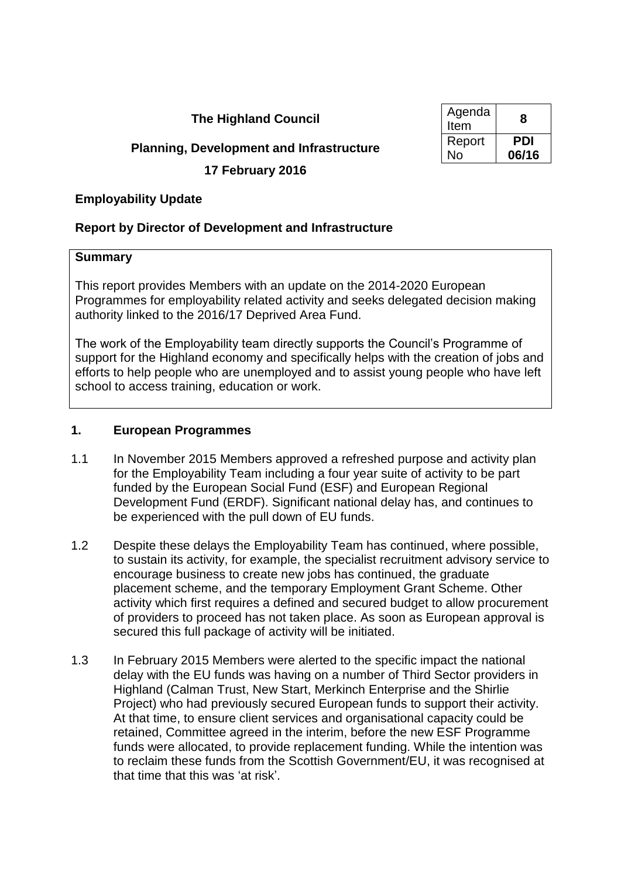| Agenda Item | **8** |
| --- | --- |
| Report No | **PDI 06/16** |

**The Highland Council**

**Planning, Development and Infrastructure**

**17 February 2016**

## Employability Update

### Report by Director of Development and Infrastructure

**Summary**

This report provides Members with an update on the 2014-2020 European Programmes for employability related activity and seeks delegated decision making authority linked to the 2016/17 Deprived Area Fund.

The work of the Employability team directly supports the Council's Programme of support for the Highland economy and specifically helps with the creation of jobs and efforts to help people who are unemployed and to assist young people who have left school to access training, education or work.

## 1. European Programmes

1.1 In November 2015 Members approved a refreshed purpose and activity plan for the Employability Team including a four year suite of activity to be part funded by the European Social Fund (ESF) and European Regional Development Fund (ERDF). Significant national delay has, and continues to be experienced with the pull down of EU funds.

1.2 Despite these delays the Employability Team has continued, where possible, to sustain its activity, for example, the specialist recruitment advisory service to encourage business to create new jobs has continued, the graduate placement scheme, and the temporary Employment Grant Scheme. Other activity which first requires a defined and secured budget to allow procurement of providers to proceed has not taken place. As soon as European approval is secured this full package of activity will be initiated.

1.3 In February 2015 Members were alerted to the specific impact the national delay with the EU funds was having on a number of Third Sector providers in Highland (Calman Trust, New Start, Merkinch Enterprise and the Shirlie Project) who had previously secured European funds to support their activity. At that time, to ensure client services and organisational capacity could be retained, Committee agreed in the interim, before the new ESF Programme funds were allocated, to provide replacement funding. While the intention was to reclaim these funds from the Scottish Government/EU, it was recognised at that time that this was 'at risk'.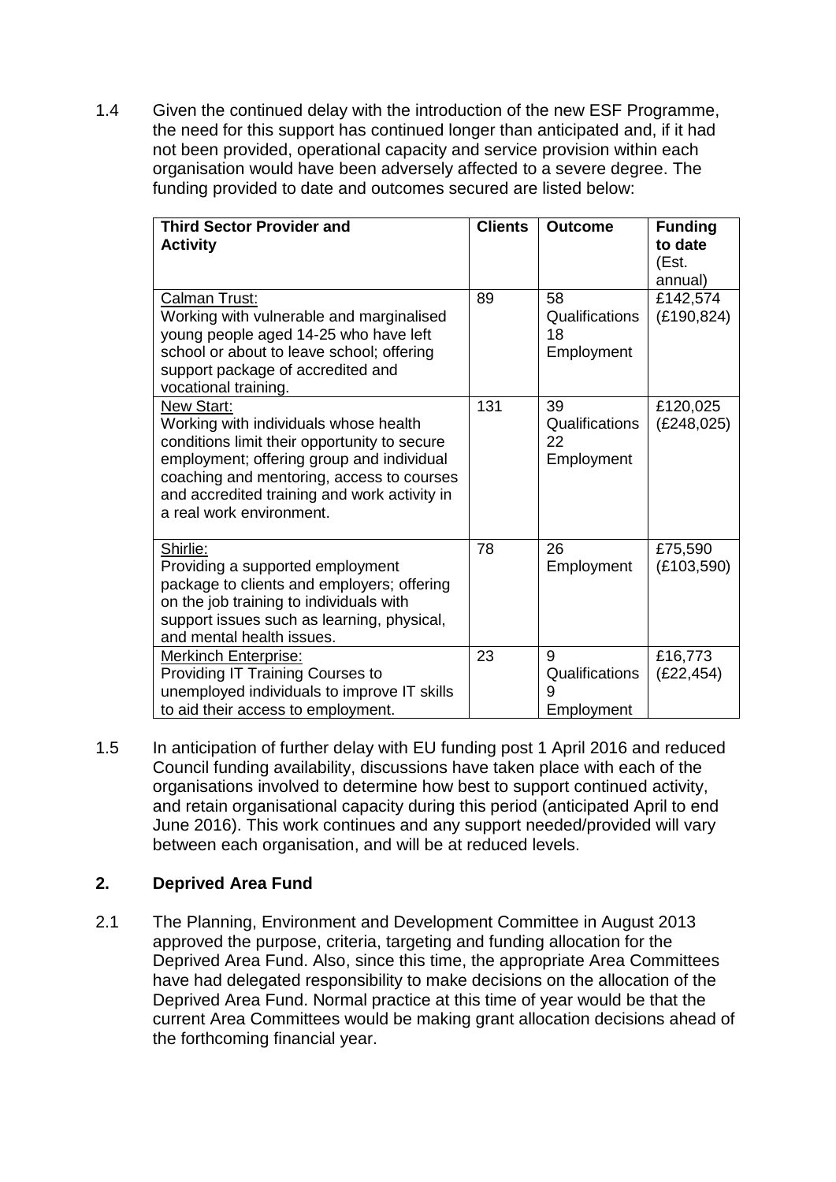1.4 Given the continued delay with the introduction of the new ESF Programme, the need for this support has continued longer than anticipated and, if it had not been provided, operational capacity and service provision within each organisation would have been adversely affected to a severe degree. The funding provided to date and outcomes secured are listed below:

| Third Sector Provider and Activity | Clients | Outcome | Funding to date (Est. annual) |
|---|---|---|---|
| Calman Trust: Working with vulnerable and marginalised young people aged 14-25 who have left school or about to leave school; offering support package of accredited and vocational training. | 89 | 58 Qualifications 18 Employment | £142,574 (£190,824) |
| New Start: Working with individuals whose health conditions limit their opportunity to secure employment; offering group and individual coaching and mentoring, access to courses and accredited training and work activity in a real work environment. | 131 | 39 Qualifications 22 Employment | £120,025 (£248,025) |
| Shirlie: Providing a supported employment package to clients and employers; offering on the job training to individuals with support issues such as learning, physical, and mental health issues. | 78 | 26 Employment | £75,590 (£103,590) |
| Merkinch Enterprise: Providing IT Training Courses to unemployed individuals to improve IT skills to aid their access to employment. | 23 | 9 Qualifications 9 Employment | £16,773 (£22,454) |

1.5 In anticipation of further delay with EU funding post 1 April 2016 and reduced Council funding availability, discussions have taken place with each of the organisations involved to determine how best to support continued activity, and retain organisational capacity during this period (anticipated April to end June 2016). This work continues and any support needed/provided will vary between each organisation, and will be at reduced levels.

## 2. Deprived Area Fund

2.1 The Planning, Environment and Development Committee in August 2013 approved the purpose, criteria, targeting and funding allocation for the Deprived Area Fund. Also, since this time, the appropriate Area Committees have had delegated responsibility to make decisions on the allocation of the Deprived Area Fund. Normal practice at this time of year would be that the current Area Committees would be making grant allocation decisions ahead of the forthcoming financial year.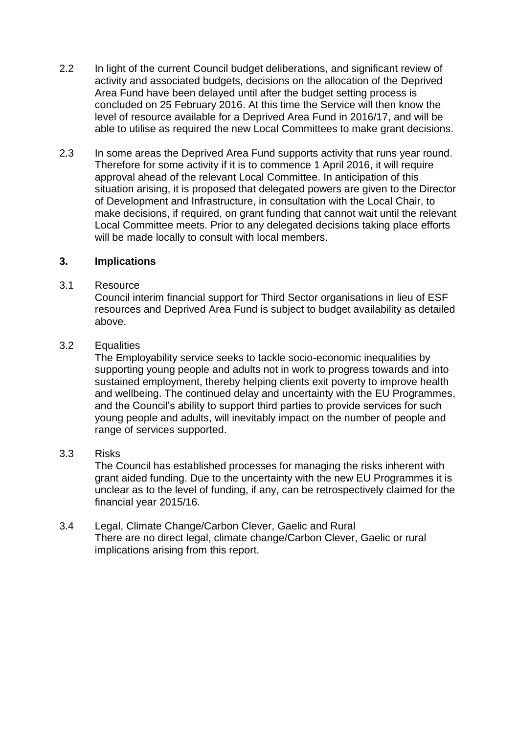2.2 In light of the current Council budget deliberations, and significant review of activity and associated budgets, decisions on the allocation of the Deprived Area Fund have been delayed until after the budget setting process is concluded on 25 February 2016. At this time the Service will then know the level of resource available for a Deprived Area Fund in 2016/17, and will be able to utilise as required the new Local Committees to make grant decisions.

2.3 In some areas the Deprived Area Fund supports activity that runs year round. Therefore for some activity if it is to commence 1 April 2016, it will require approval ahead of the relevant Local Committee. In anticipation of this situation arising, it is proposed that delegated powers are given to the Director of Development and Infrastructure, in consultation with the Local Chair, to make decisions, if required, on grant funding that cannot wait until the relevant Local Committee meets. Prior to any delegated decisions taking place efforts will be made locally to consult with local members.

## 3. Implications

3.1 Resource

Council interim financial support for Third Sector organisations in lieu of ESF resources and Deprived Area Fund is subject to budget availability as detailed above.

3.2 Equalities

The Employability service seeks to tackle socio-economic inequalities by supporting young people and adults not in work to progress towards and into sustained employment, thereby helping clients exit poverty to improve health and wellbeing. The continued delay and uncertainty with the EU Programmes, and the Council's ability to support third parties to provide services for such young people and adults, will inevitably impact on the number of people and range of services supported.

3.3 Risks

The Council has established processes for managing the risks inherent with grant aided funding. Due to the uncertainty with the new EU Programmes it is unclear as to the level of funding, if any, can be retrospectively claimed for the financial year 2015/16.

3.4 Legal, Climate Change/Carbon Clever, Gaelic and Rural

There are no direct legal, climate change/Carbon Clever, Gaelic or rural implications arising from this report.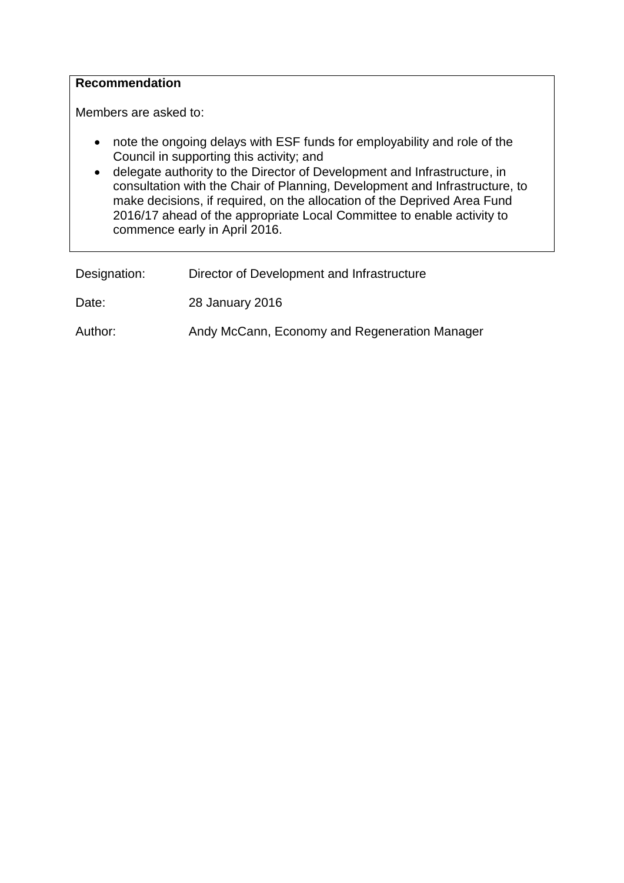**Recommendation**

Members are asked to:

- note the ongoing delays with ESF funds for employability and role of the Council in supporting this activity; and
- delegate authority to the Director of Development and Infrastructure, in consultation with the Chair of Planning, Development and Infrastructure, to make decisions, if required, on the allocation of the Deprived Area Fund 2016/17 ahead of the appropriate Local Committee to enable activity to commence early in April 2016.

| | |
|---|---|
| Designation: | Director of Development and Infrastructure |
| Date: | 28 January 2016 |
| Author: | Andy McCann, Economy and Regeneration Manager |